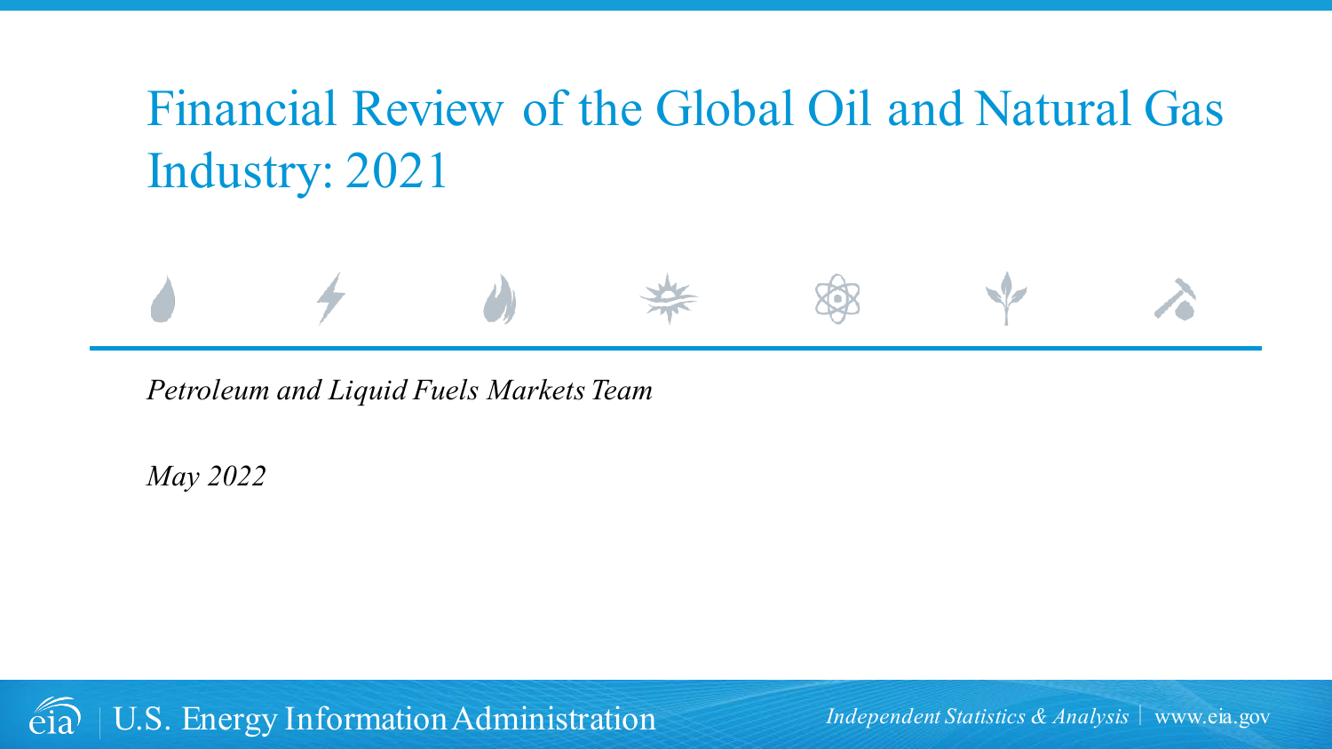# Financial Review of the Global Oil and Natural Gas Industry: 2021

*Petroleum and Liquid Fuels Markets Team*

*May 2022*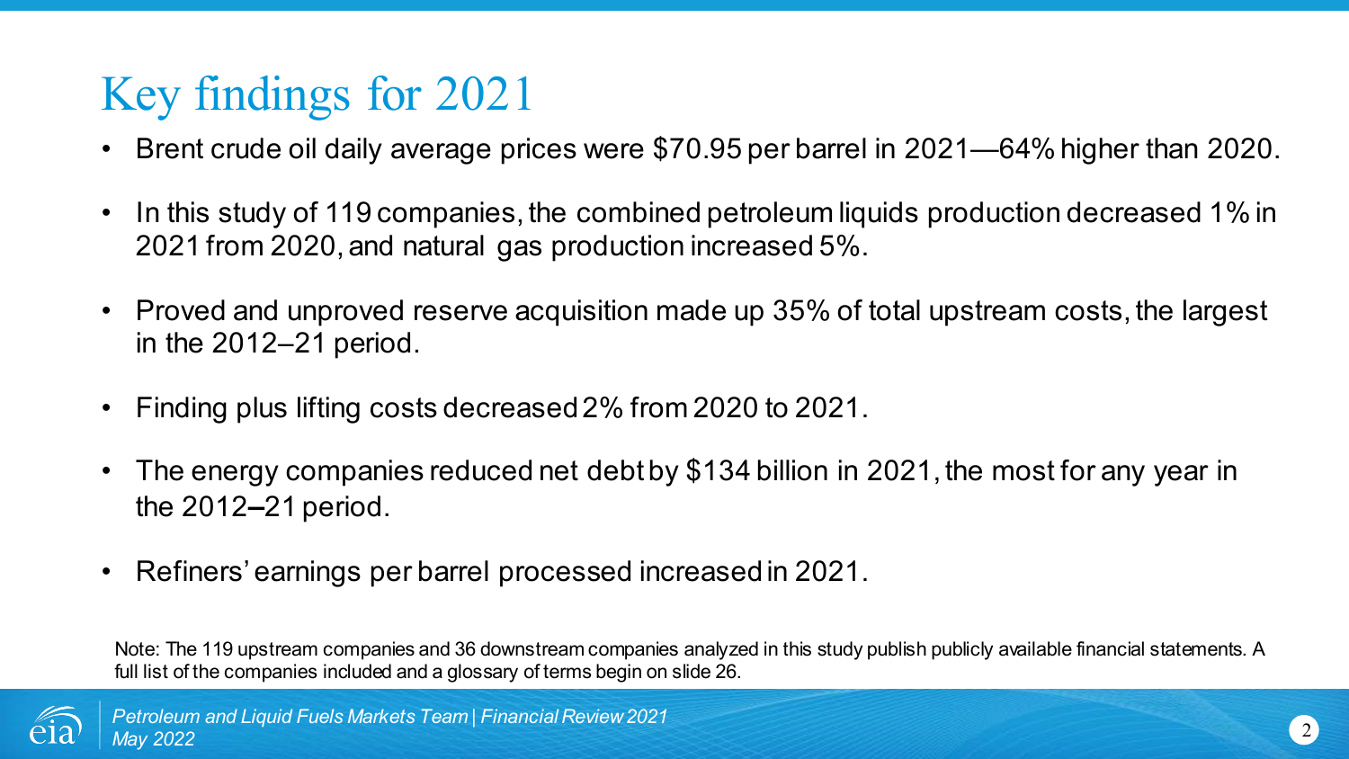# Key findings for 2021

- Brent crude oil daily average prices were $70.95 per barrel in 2021—64% higher than 2020.
- In this study of 119 companies, the combined petroleum liquids production decreased 1% in 2021 from 2020, and natural gas production increased 5%.
- Proved and unproved reserve acquisition made up 35% of total upstream costs, the largest in the 2012–21 period.
- Finding plus lifting costs decreased 2% from 2020 to 2021.
- The energy companies reduced net debt by $134 billion in 2021, the most for any year in the 2012–21 period.
- Refiners' earnings per barrel processed increased in 2021.

Note: The 119 upstream companies and 36 downstream companies analyzed in this study publish publicly available financial statements. A full list of the companies included and a glossary of terms begin on slide 26.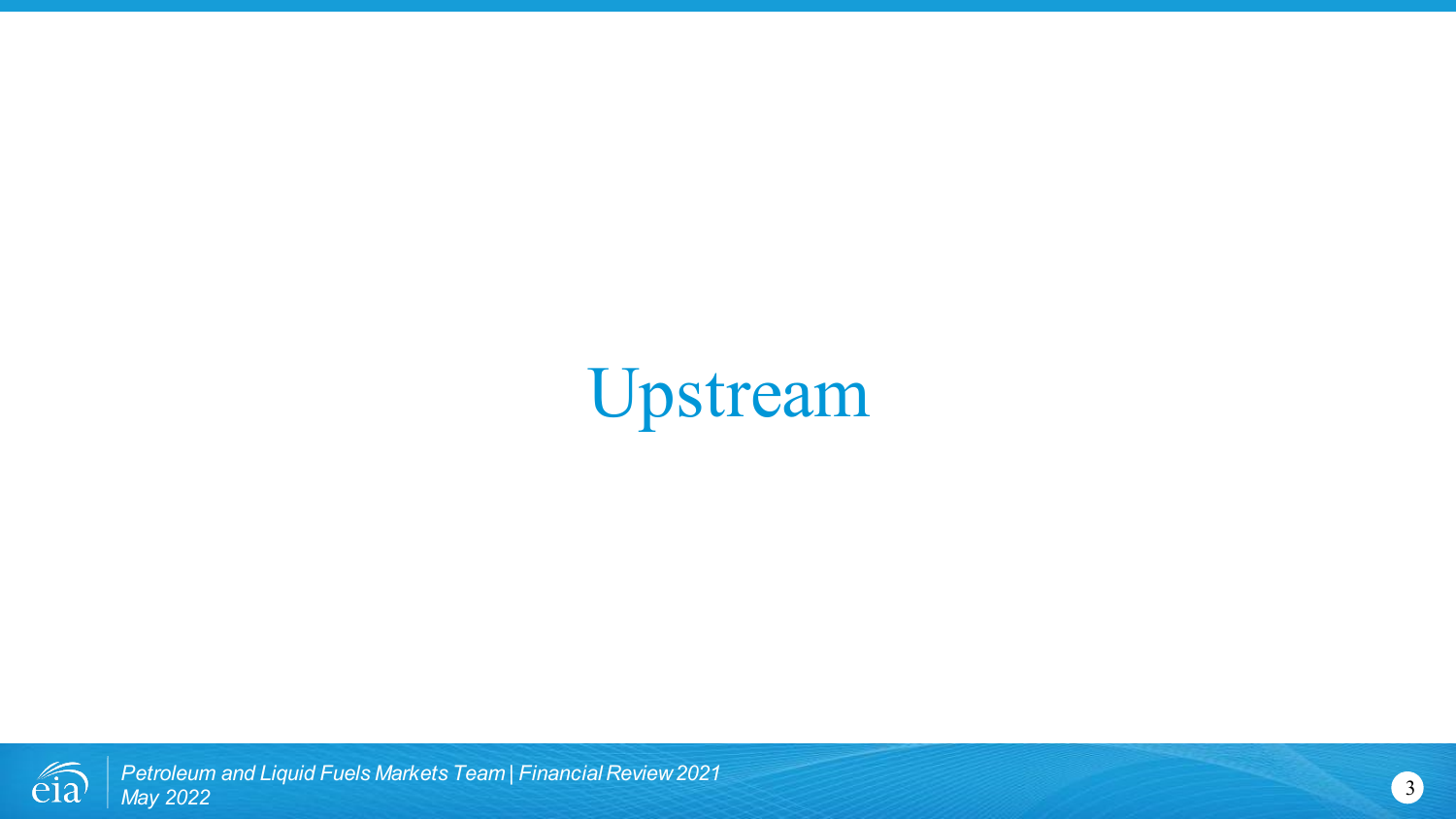# Upstream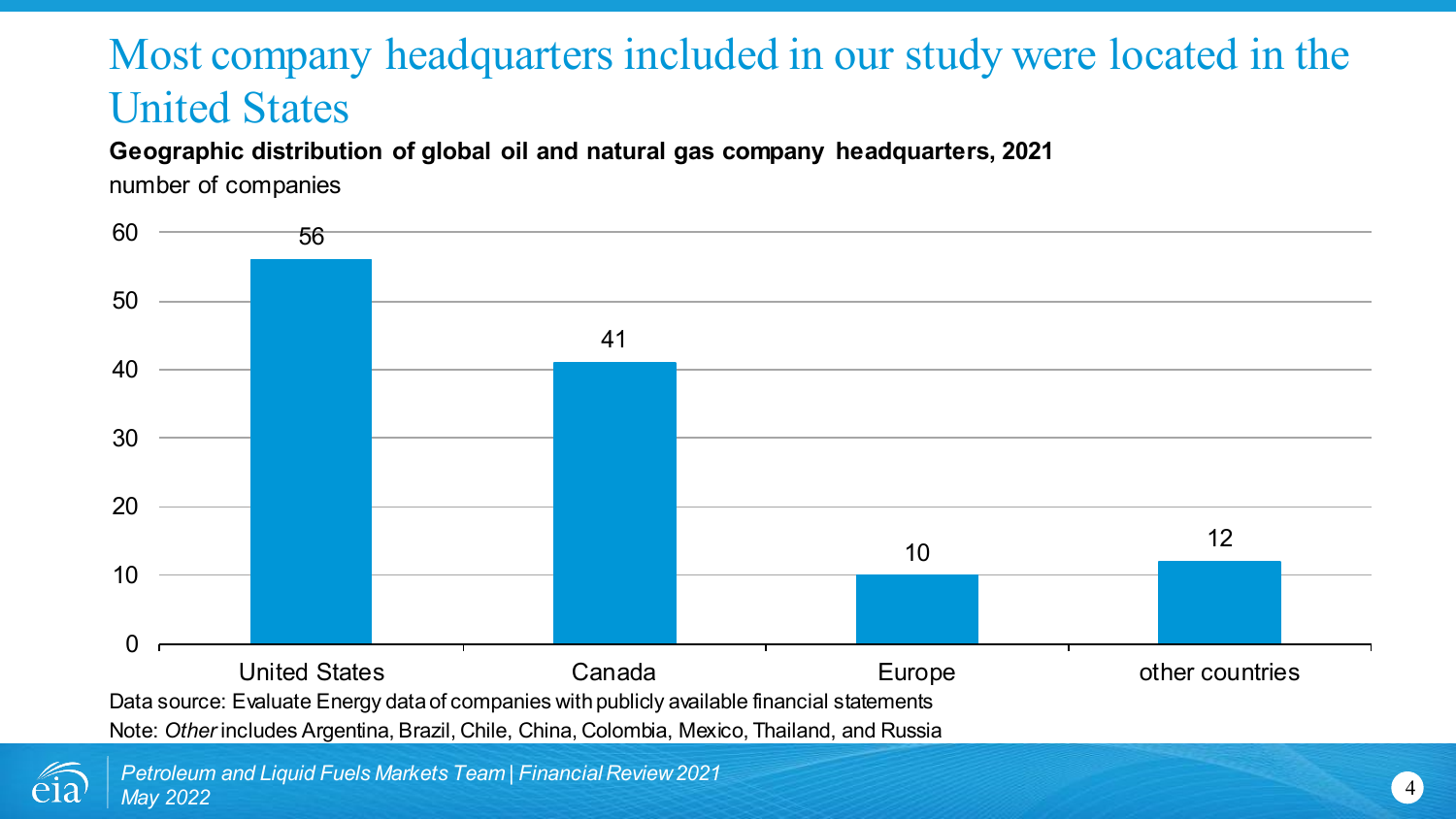# Most company headquarters included in our study were located in the United States

**Geographic distribution of global oil and natural gas company headquarters, 2021**

number of companies

| Region | Number of companies |
|---|---|
| United States | 56 |
| Canada | 41 |
| Europe | 10 |
| other countries | 12 |

Data source: Evaluate Energy data of companies with publicly available financial statements

Note: *Other* includes Argentina, Brazil, Chile, China, Colombia, Mexico, Thailand, and Russia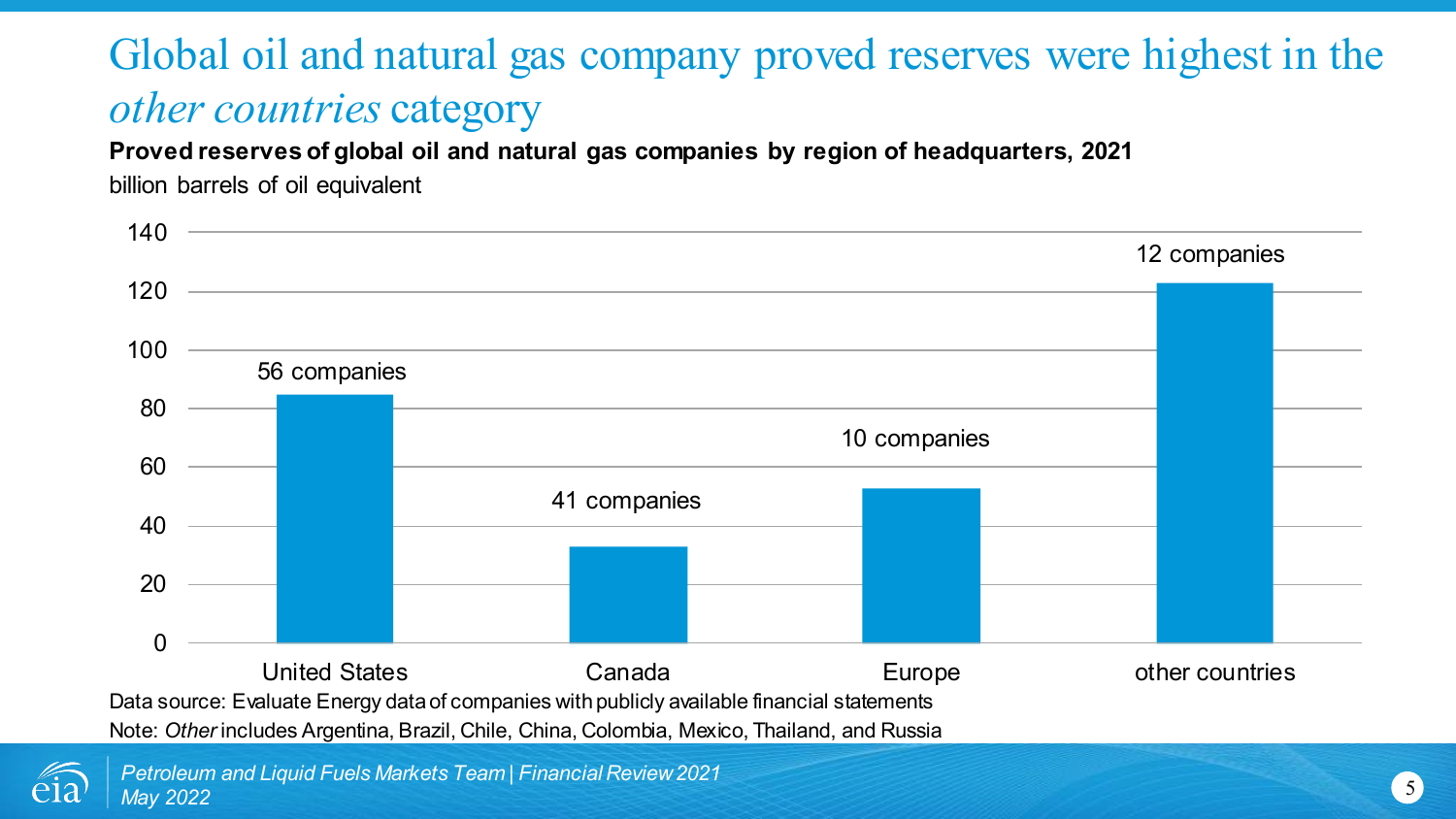# Global oil and natural gas company proved reserves were highest in the *other countries* category

**Proved reserves of global oil and natural gas companies by region of headquarters, 2021**

billion barrels of oil equivalent

| Region | Companies |
|---|---|
| United States | 56 companies |
| Canada | 41 companies |
| Europe | 10 companies |
| other countries | 12 companies |

Data source: Evaluate Energy data of companies with publicly available financial statements

Note: *Other* includes Argentina, Brazil, Chile, China, Colombia, Mexico, Thailand, and Russia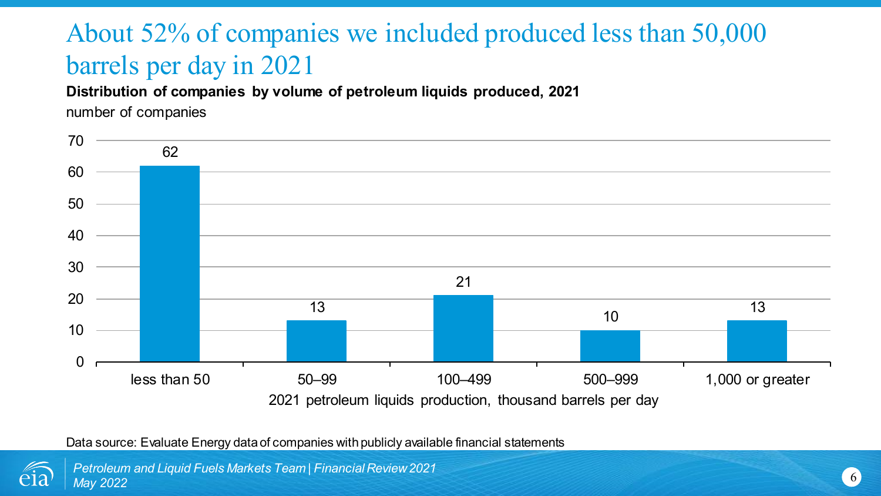# About 52% of companies we included produced less than 50,000 barrels per day in 2021

**Distribution of companies by volume of petroleum liquids produced, 2021**

number of companies

| 2021 petroleum liquids production, thousand barrels per day | number of companies |
|---|---|
| less than 50 | 62 |
| 50–99 | 13 |
| 100–499 | 21 |
| 500–999 | 10 |
| 1,000 or greater | 13 |

Data source: Evaluate Energy data of companies with publicly available financial statements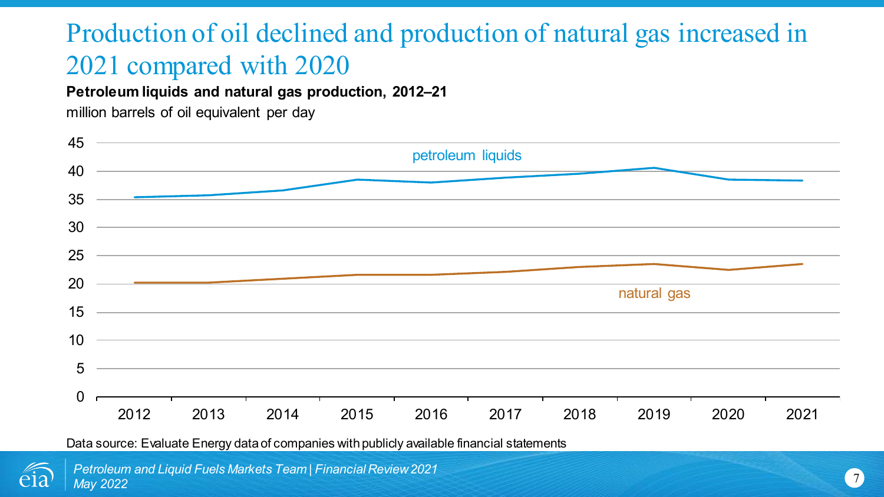# Production of oil declined and production of natural gas increased in 2021 compared with 2020

**Petroleum liquids and natural gas production, 2012–21**

million barrels of oil equivalent per day

Data source: Evaluate Energy data of companies with publicly available financial statements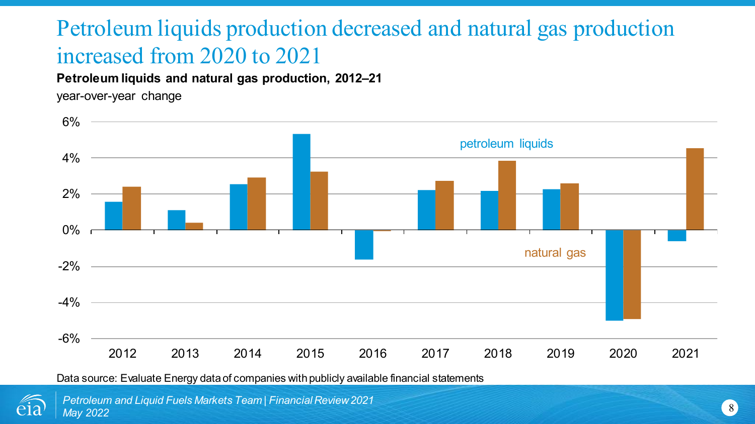# Petroleum liquids production decreased and natural gas production increased from 2020 to 2021

**Petroleum liquids and natural gas production, 2012–21**

year-over-year change

Data source: Evaluate Energy data of companies with publicly available financial statements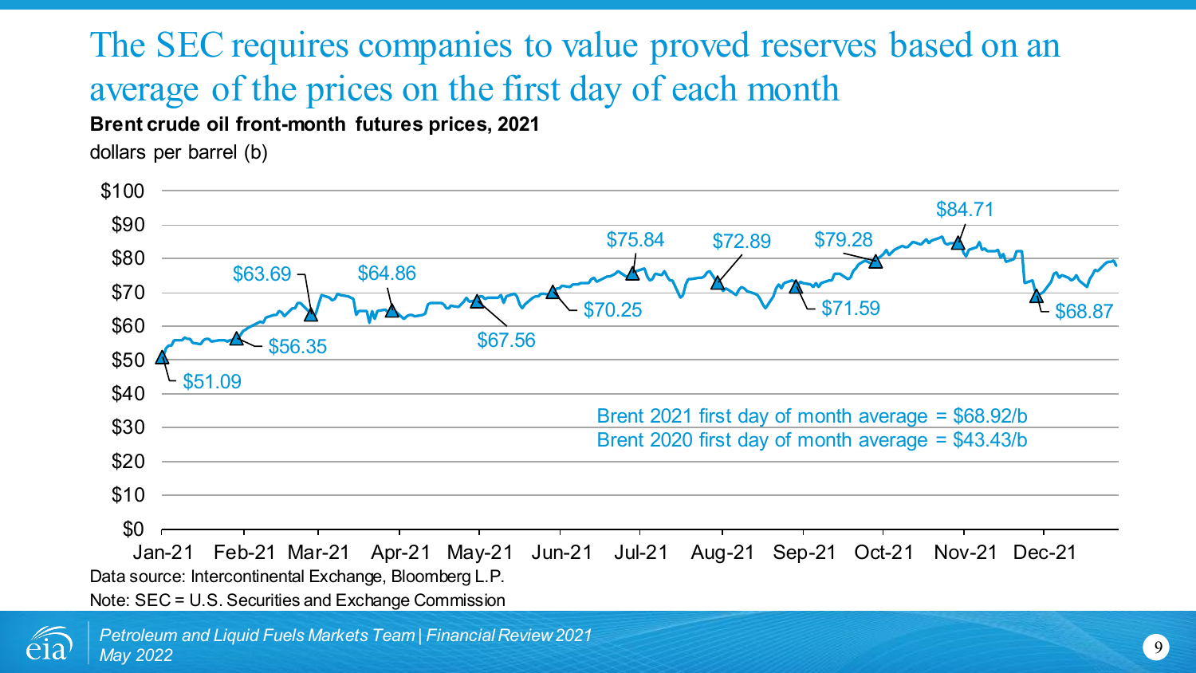# The SEC requires companies to value proved reserves based on an average of the prices on the first day of each month

**Brent crude oil front-month futures prices, 2021**

dollars per barrel (b)

| Month | First day of month price |
|---|---|
| Jan-21 | $51.09 |
| Feb-21 | $56.35 |
| Mar-21 | $63.69 |
| Apr-21 | $64.86 |
| May-21 | $67.56 |
| Jun-21 | $70.25 |
| Jul-21 | $75.84 |
| Aug-21 | $72.89 |
| Sep-21 | $71.59 |
| Oct-21 | $79.28 |
| Nov-21 | $84.71 |
| Dec-21 | $68.87 |

Brent 2021 first day of month average = $68.92/b

Brent 2020 first day of month average = $43.43/b

Data source: Intercontinental Exchange, Bloomberg L.P.

Note: SEC = U.S. Securities and Exchange Commission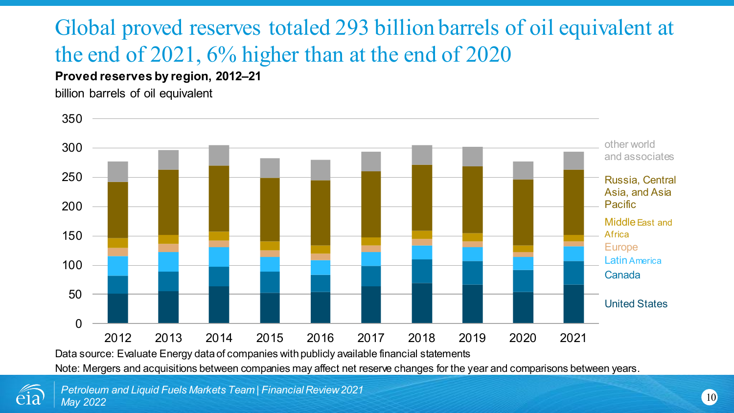# Global proved reserves totaled 293 billion barrels of oil equivalent at the end of 2021, 6% higher than at the end of 2020

**Proved reserves by region, 2012–21**

billion barrels of oil equivalent

Legend: other world and associates; Russia, Central Asia, and Asia Pacific; Middle East and Africa; Europe; Latin America; Canada; United States

Years: 2012, 2013, 2014, 2015, 2016, 2017, 2018, 2019, 2020, 2021

Data source: Evaluate Energy data of companies with publicly available financial statements

Note: Mergers and acquisitions between companies may affect net reserve changes for the year and comparisons between years.

*Petroleum and Liquid Fuels Markets Team | Financial Review 2021*
*May 2022*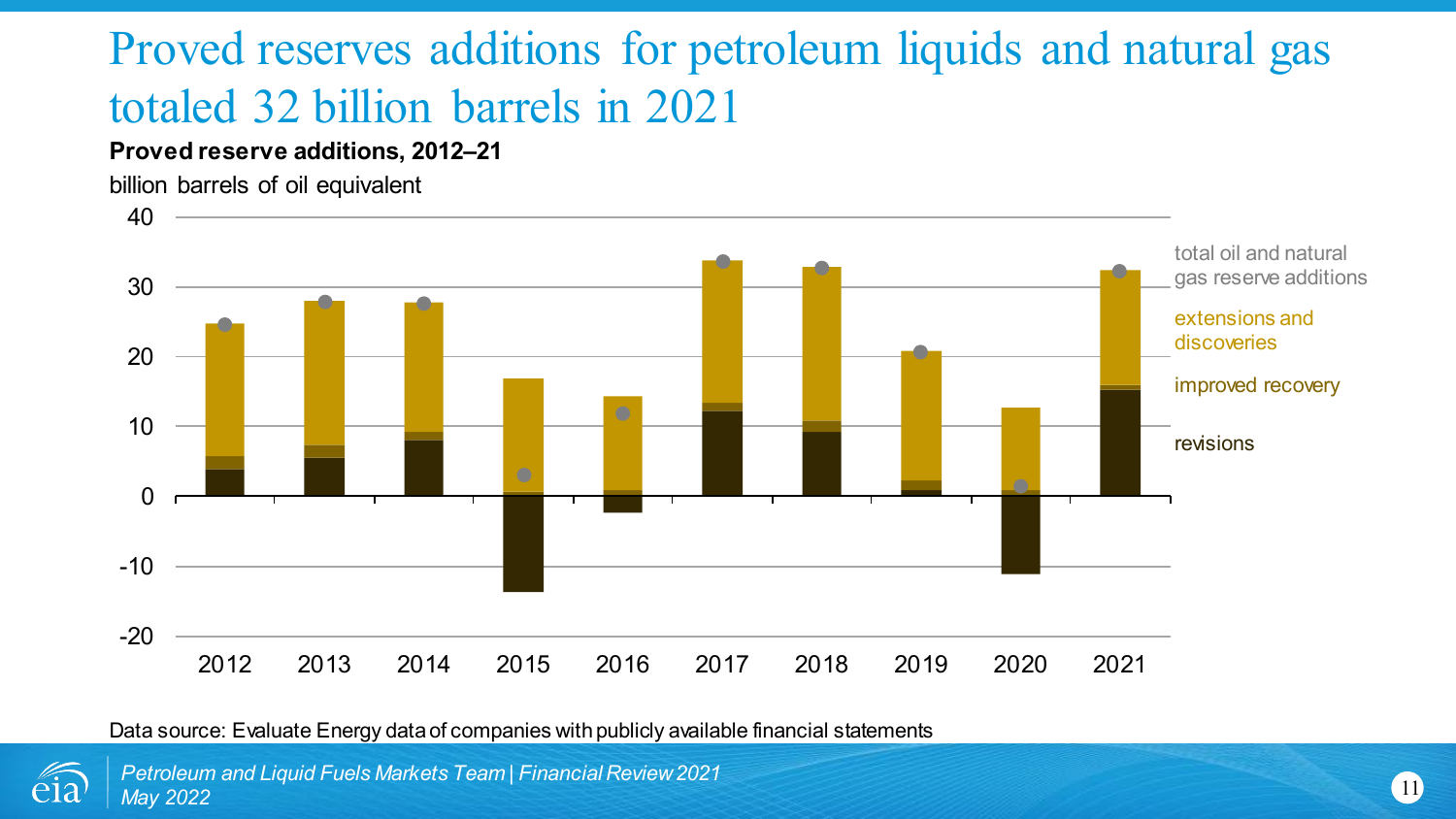# Proved reserves additions for petroleum liquids and natural gas totaled 32 billion barrels in 2021

**Proved reserve additions, 2012–21**

billion barrels of oil equivalent

- total oil and natural gas reserve additions
- extensions and discoveries
- improved recovery
- revisions

Years shown: 2012, 2013, 2014, 2015, 2016, 2017, 2018, 2019, 2020, 2021

Data source: Evaluate Energy data of companies with publicly available financial statements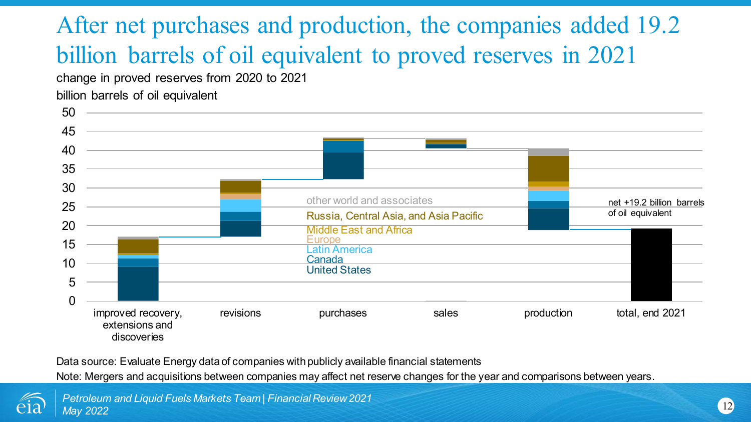# After net purchases and production, the companies added 19.2 billion barrels of oil equivalent to proved reserves in 2021

change in proved reserves from 2020 to 2021

billion barrels of oil equivalent

50
45
40
35
30
25
20
15
10
5
0

other world and associates
Russia, Central Asia, and Asia Pacific
Middle East and Africa
Europe
Latin America
Canada
United States

net +19.2 billion barrels of oil equivalent

improved recovery, extensions and discoveries | revisions | purchases | sales | production | total, end 2021

Data source: Evaluate Energy data of companies with publicly available financial statements

Note: Mergers and acquisitions between companies may affect net reserve changes for the year and comparisons between years.

*Petroleum and Liquid Fuels Markets Team | Financial Review 2021*
*May 2022*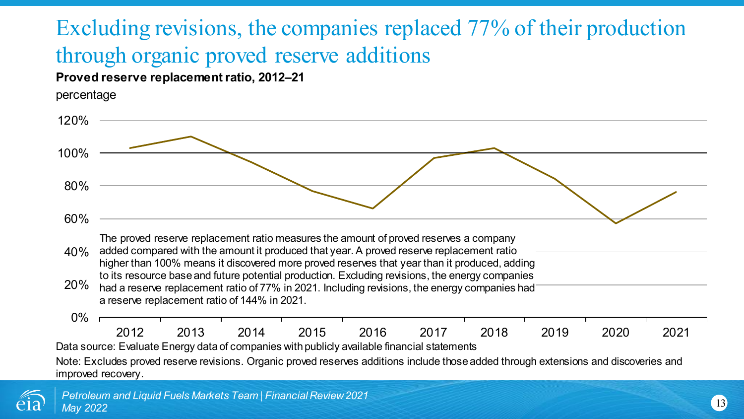# Excluding revisions, the companies replaced 77% of their production through organic proved reserve additions

**Proved reserve replacement ratio, 2012–21**

percentage

The proved reserve replacement ratio measures the amount of proved reserves a company added compared with the amount it produced that year. A proved reserve replacement ratio higher than 100% means it discovered more proved reserves that year than it produced, adding to its resource base and future potential production. Excluding revisions, the energy companies had a reserve replacement ratio of 77% in 2021. Including revisions, the energy companies had a reserve replacement ratio of 144% in 2021.

Data source: Evaluate Energy data of companies with publicly available financial statements

Note: Excludes proved reserve revisions. Organic proved reserves additions include those added through extensions and discoveries and improved recovery.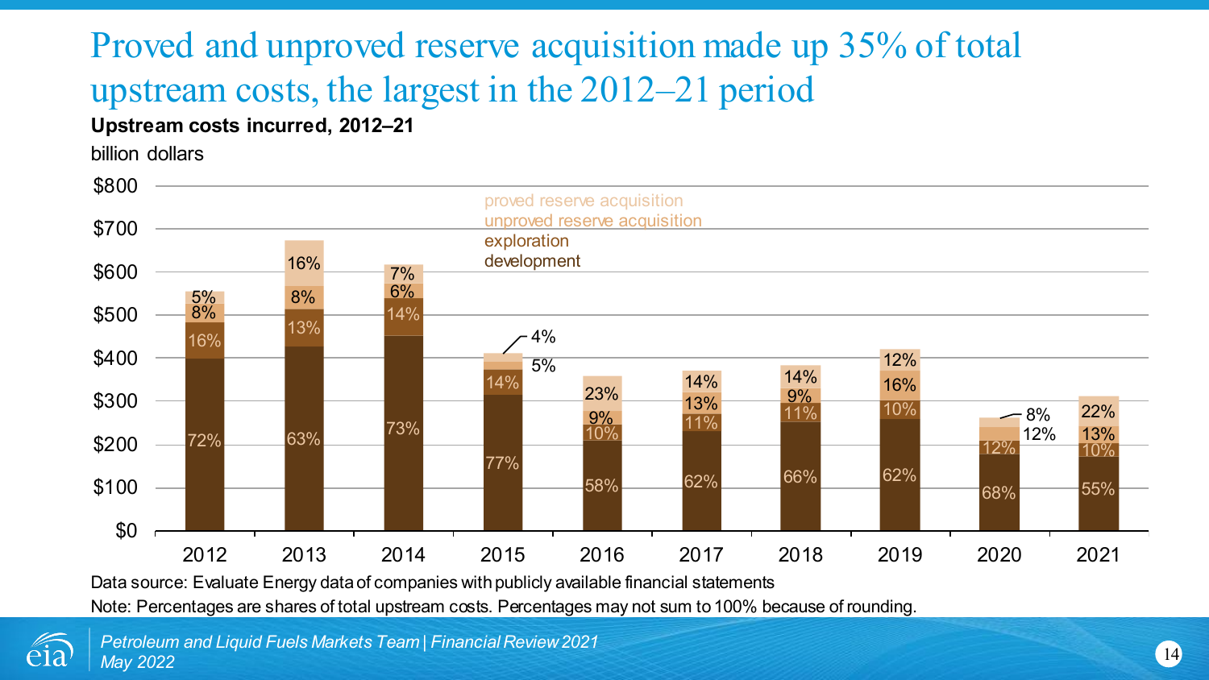# Proved and unproved reserve acquisition made up 35% of total upstream costs, the largest in the 2012–21 period

**Upstream costs incurred, 2012–21**

billion dollars

| Year | development | exploration | unproved reserve acquisition | proved reserve acquisition |
|---|---|---|---|---|
| 2012 | 72% | 16% | 8% | 5% |
| 2013 | 63% | 13% | 8% | 16% |
| 2014 | 73% | 14% | 6% | 7% |
| 2015 | 77% | 14% | 5% | 4% |
| 2016 | 58% | 10% | 9% | 23% |
| 2017 | 62% | 11% | 13% | 14% |
| 2018 | 66% | 11% | 9% | 14% |
| 2019 | 62% | 10% | 16% | 12% |
| 2020 | 68% | 12% | 12% | 8% |
| 2021 | 55% | 10% | 13% | 22% |

Data source: Evaluate Energy data of companies with publicly available financial statements

Note: Percentages are shares of total upstream costs. Percentages may not sum to 100% because of rounding.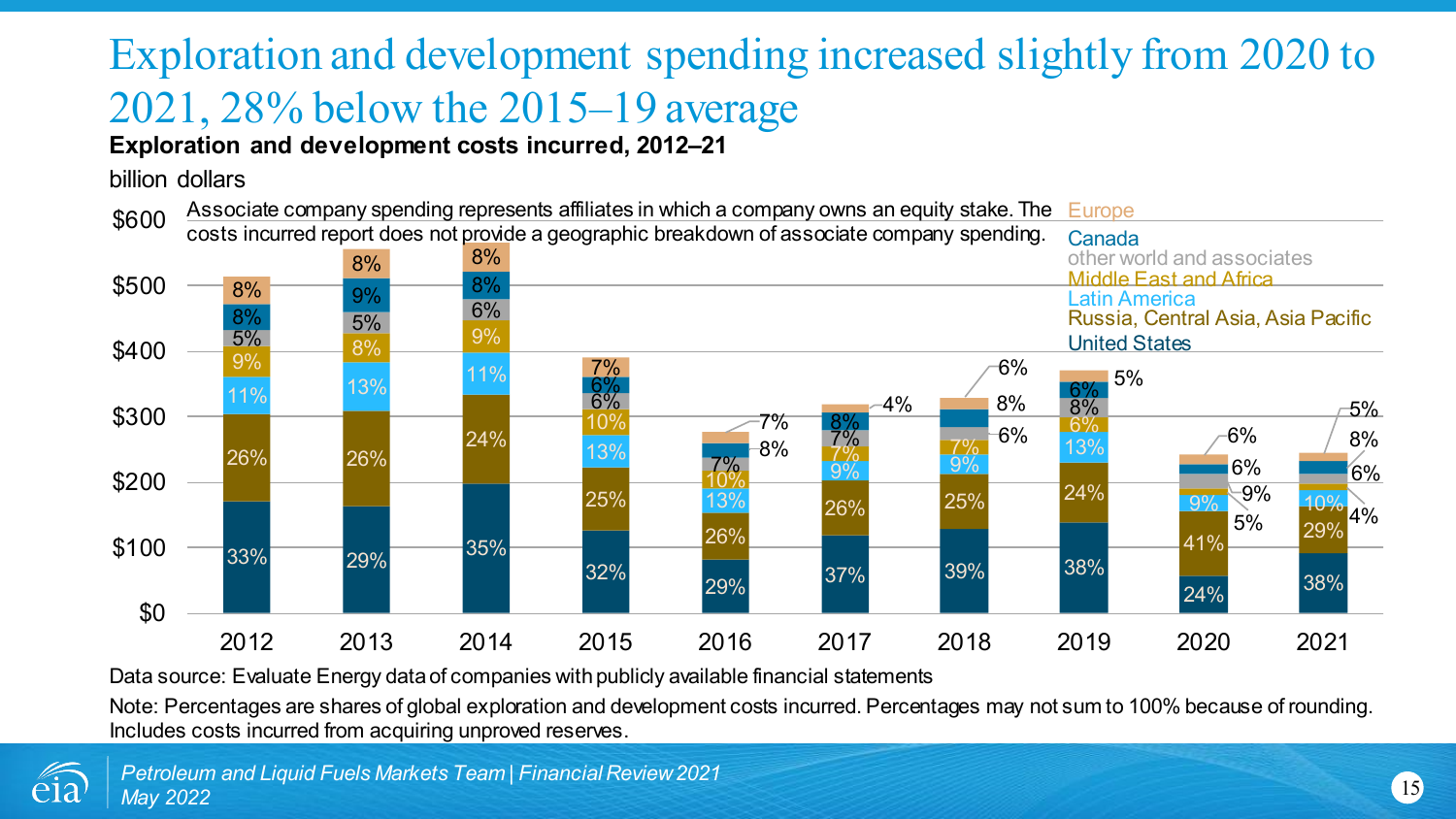# Exploration and development spending increased slightly from 2020 to 2021, 28% below the 2015–19 average

**Exploration and development costs incurred, 2012–21**

billion dollars

Associate company spending represents affiliates in which a company owns an equity stake. The costs incurred report does not provide a geographic breakdown of associate company spending.

| Region | 2012 | 2013 | 2014 | 2015 | 2016 | 2017 | 2018 | 2019 | 2020 | 2021 |
|---|---|---|---|---|---|---|---|---|---|---|
| Europe | 8% | 8% | 8% | 7% | 7% | 4% | 6% | 5% | 6% | 5% |
| Canada | 8% | 9% | 8% | 6% | 8% | 8% | 8% | 6% | 6% | 8% |
| other world and associates | 5% | 5% | 6% | 6% | 7% | 7% | 6% | 8% | 9% | 6% |
| Middle East and Africa | 9% | 8% | 9% | 10% | 10% | 7% | 7% | 6% | 5% | 4% |
| Latin America | 11% | 13% | 11% | 13% | 13% | 9% | 9% | 13% | 9% | 10% |
| Russia, Central Asia, Asia Pacific | 26% | 26% | 24% | 25% | 26% | 26% | 25% | 24% | 41% | 29% |
| United States | 33% | 29% | 35% | 32% | 29% | 37% | 39% | 38% | 24% | 38% |

Data source: Evaluate Energy data of companies with publicly available financial statements

Note: Percentages are shares of global exploration and development costs incurred. Percentages may not sum to 100% because of rounding. Includes costs incurred from acquiring unproved reserves.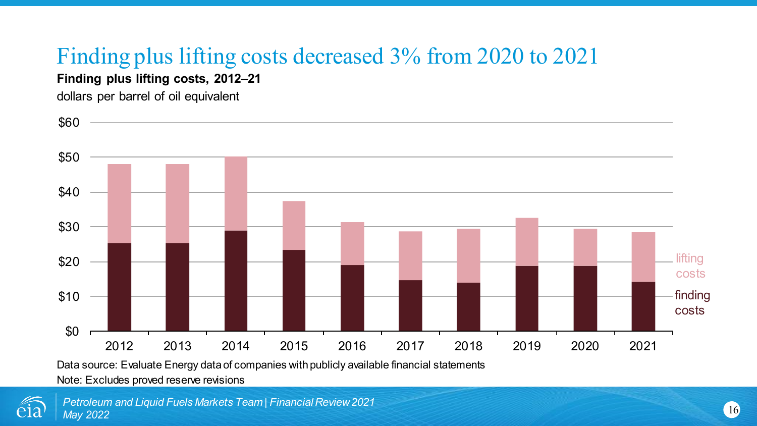# Finding plus lifting costs decreased 3% from 2020 to 2021

**Finding plus lifting costs, 2012–21**

dollars per barrel of oil equivalent

Data source: Evaluate Energy data of companies with publicly available financial statements

Note: Excludes proved reserve revisions

*Petroleum and Liquid Fuels Markets Team | Financial Review 2021*
*May 2022*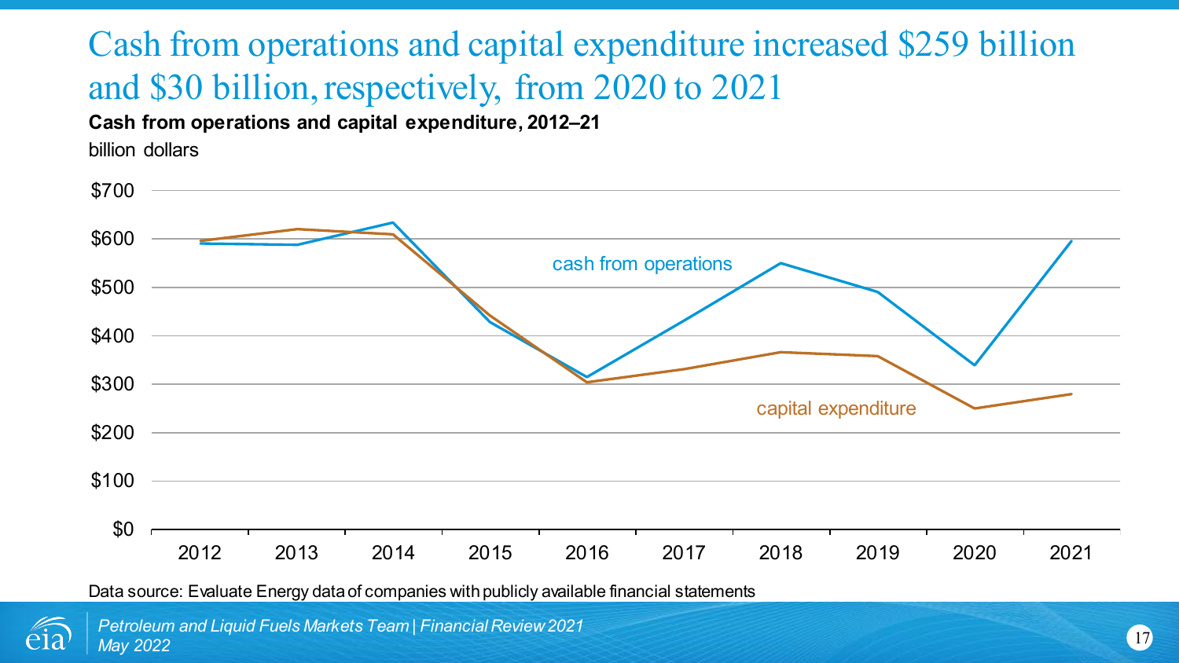# Cash from operations and capital expenditure increased $259 billion and $30 billion, respectively, from 2020 to 2021

**Cash from operations and capital expenditure, 2012–21**

billion dollars

Data source: Evaluate Energy data of companies with publicly available financial statements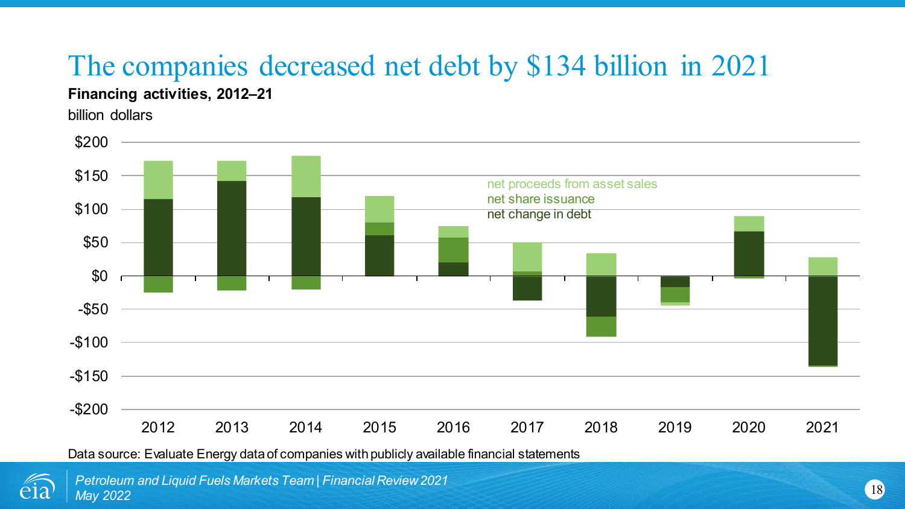# The companies decreased net debt by $134 billion in 2021

**Financing activities, 2012–21**

billion dollars

net proceeds from asset sales
net share issuance
net change in debt

Data source: Evaluate Energy data of companies with publicly available financial statements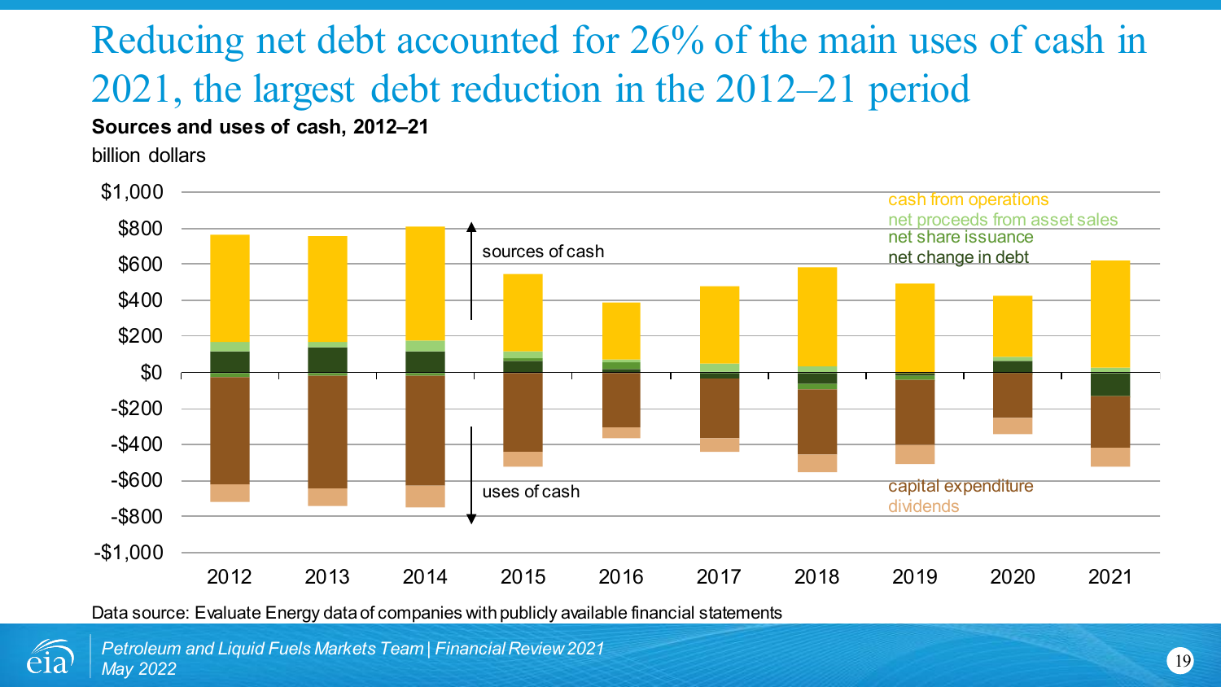# Reducing net debt accounted for 26% of the main uses of cash in 2021, the largest debt reduction in the 2012–21 period

**Sources and uses of cash, 2012–21**

billion dollars

$1,000
$800
$600
$400
$200
$0
-$200
-$400
-$600
-$800
-$1,000

2012 2013 2014 2015 2016 2017 2018 2019 2020 2021

sources of cash

uses of cash

cash from operations
net proceeds from asset sales
net share issuance
net change in debt

capital expenditure
dividends

Data source: Evaluate Energy data of companies with publicly available financial statements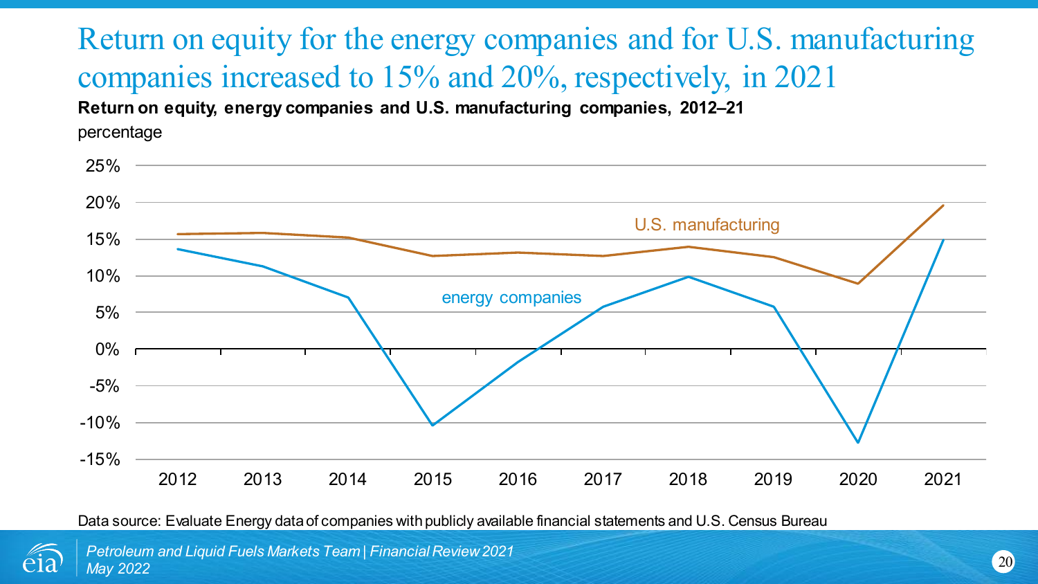# Return on equity for the energy companies and for U.S. manufacturing companies increased to 15% and 20%, respectively, in 2021

**Return on equity, energy companies and U.S. manufacturing companies, 2012–21**

percentage

Data source: Evaluate Energy data of companies with publicly available financial statements and U.S. Census Bureau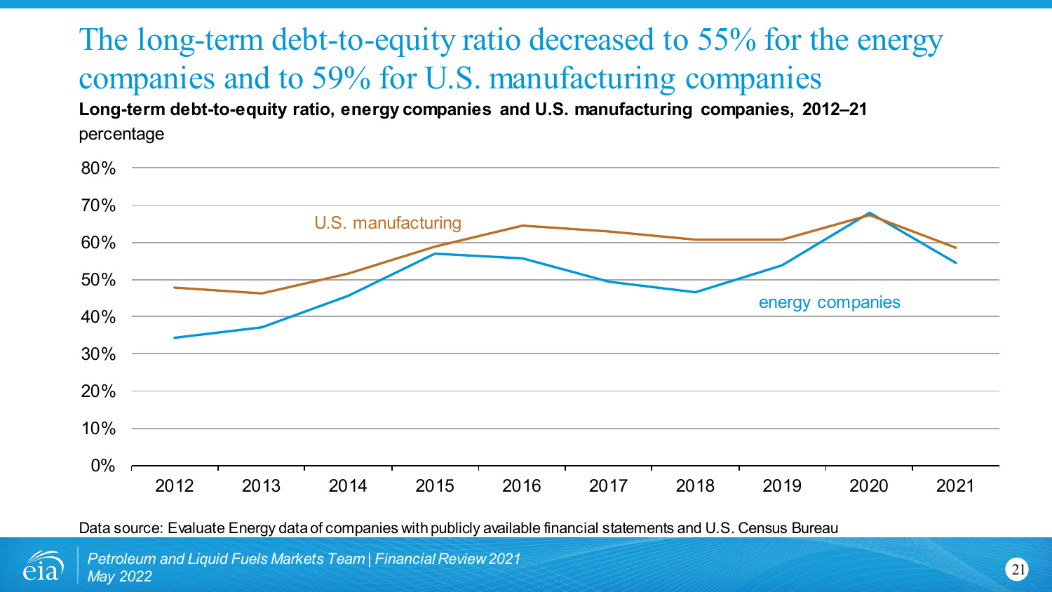# The long-term debt-to-equity ratio decreased to 55% for the energy companies and to 59% for U.S. manufacturing companies

**Long-term debt-to-equity ratio, energy companies and U.S. manufacturing companies, 2012–21**

percentage

Data source: Evaluate Energy data of companies with publicly available financial statements and U.S. Census Bureau

*Petroleum and Liquid Fuels Markets Team | Financial Review 2021*
*May 2022*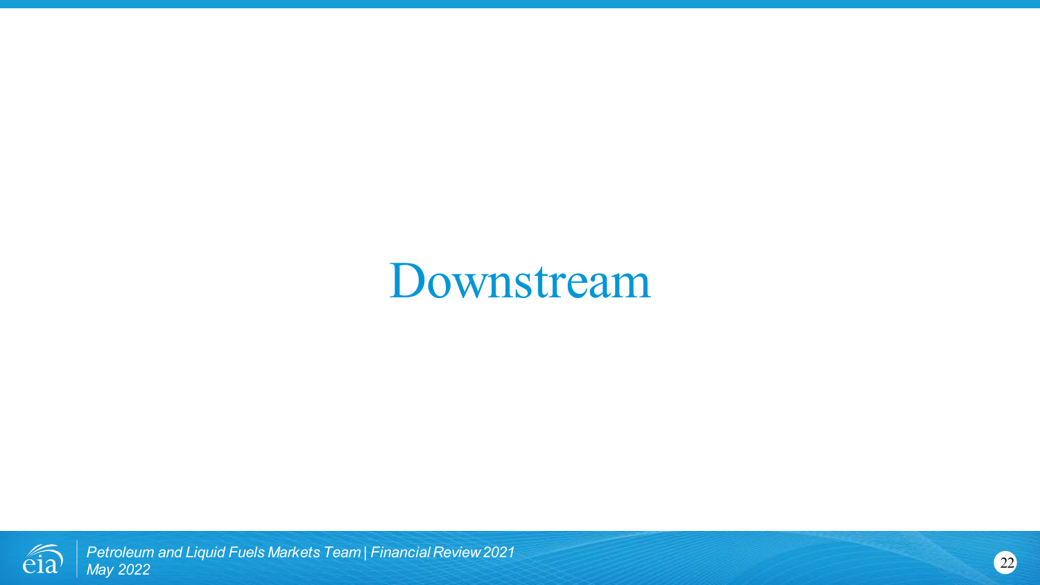# Downstream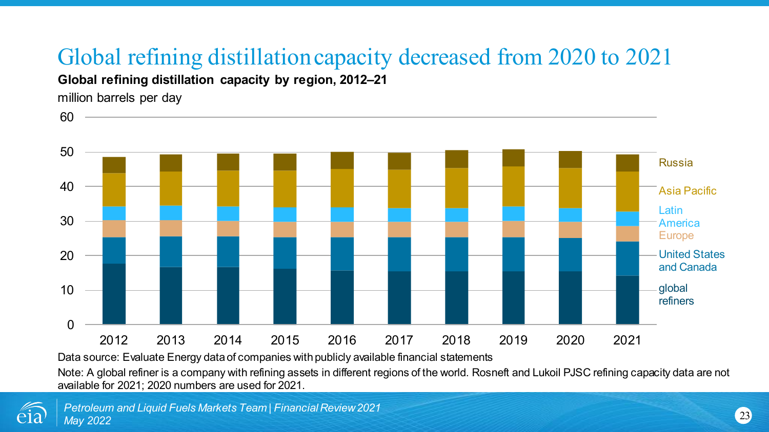# Global refining distillation capacity decreased from 2020 to 2021

**Global refining distillation capacity by region, 2012–21**

million barrels per day

Data source: Evaluate Energy data of companies with publicly available financial statements

Note: A global refiner is a company with refining assets in different regions of the world. Rosneft and Lukoil PJSC refining capacity data are not available for 2021; 2020 numbers are used for 2021.

*Petroleum and Liquid Fuels Markets Team | Financial Review 2021*
*May 2022*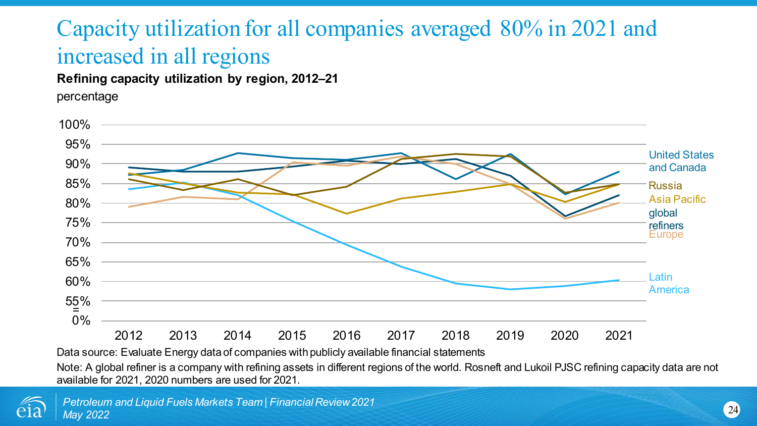# Capacity utilization for all companies averaged 80% in 2021 and increased in all regions

**Refining capacity utilization by region, 2012–21**

percentage

100%
95%
90%
85%
80%
75%
70%
65%
60%
55%
0%

2012 2013 2014 2015 2016 2017 2018 2019 2020 2021

United States and Canada
Russia
Asia Pacific
global refiners
Europe
Latin America

Data source: Evaluate Energy data of companies with publicly available financial statements

Note: A global refiner is a company with refining assets in different regions of the world. Rosneft and Lukoil PJSC refining capacity data are not available for 2021, 2020 numbers are used for 2021.

*Petroleum and Liquid Fuels Markets Team | Financial Review 2021*
*May 2022*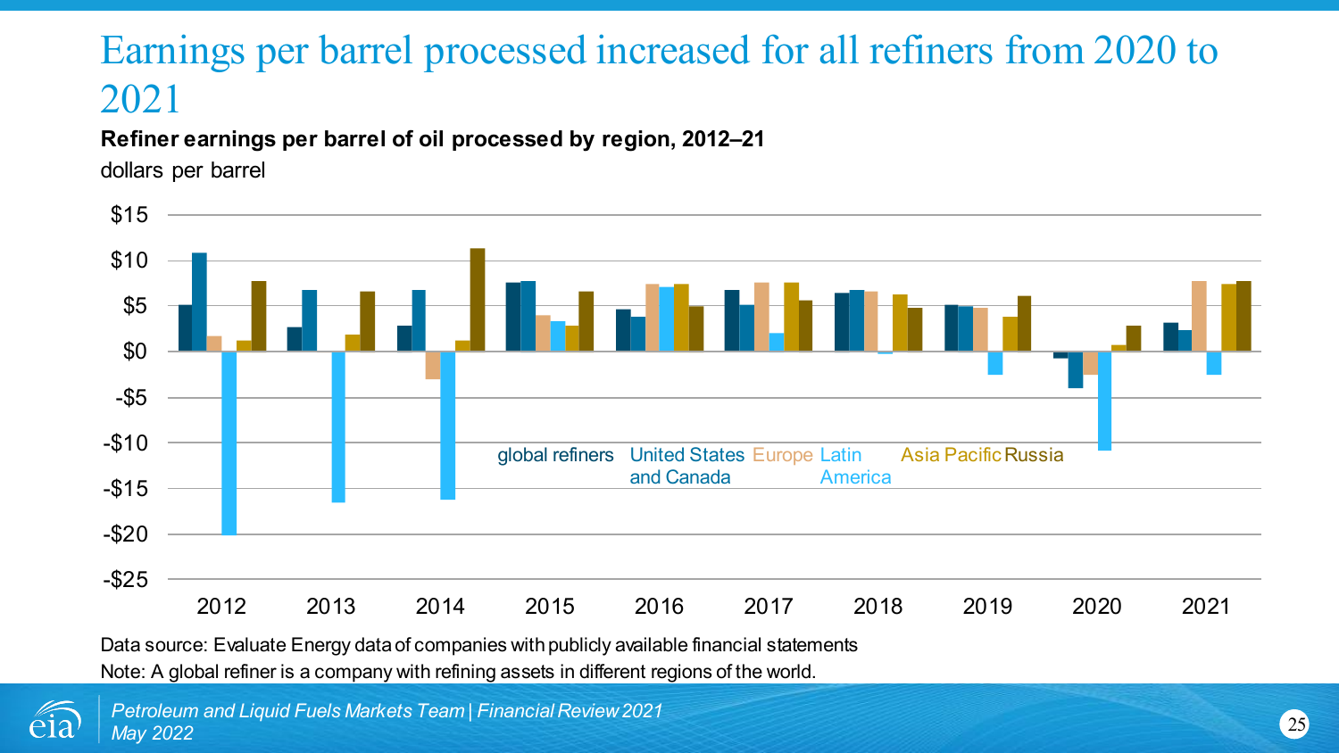# Earnings per barrel processed increased for all refiners from 2020 to 2021

**Refiner earnings per barrel of oil processed by region, 2012–21**

dollars per barrel

Legend: global refiners, United States and Canada, Europe, Latin America, Asia Pacific, Russia

Data source: Evaluate Energy data of companies with publicly available financial statements

Note: A global refiner is a company with refining assets in different regions of the world.

*Petroleum and Liquid Fuels Markets Team | Financial Review 2021*
*May 2022*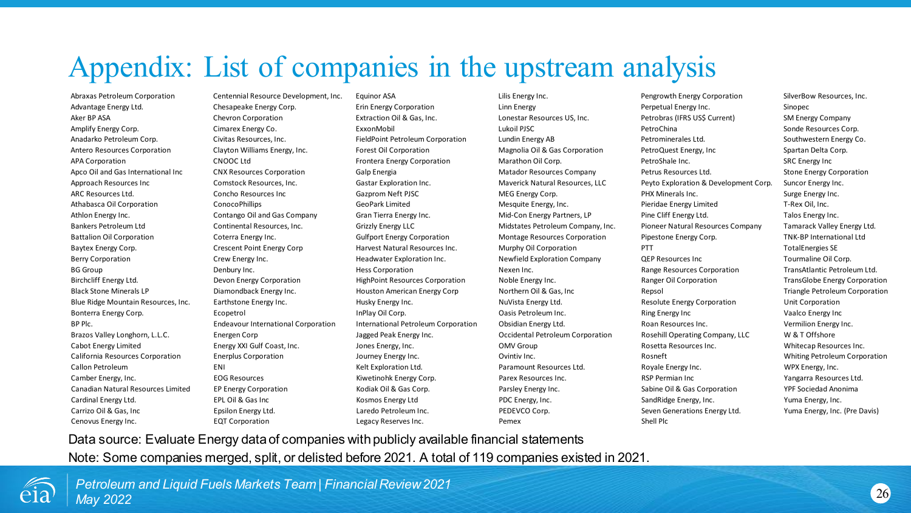# Appendix: List of companies in the upstream analysis

- Abraxas Petroleum Corporation
- Advantage Energy Ltd.
- Aker BP ASA
- Amplify Energy Corp.
- Anadarko Petroleum Corp.
- Antero Resources Corporation
- APA Corporation
- Apco Oil and Gas International Inc
- Approach Resources Inc
- ARC Resources Ltd.
- Athabasca Oil Corporation
- Athlon Energy Inc.
- Bankers Petroleum Ltd
- Battalion Oil Corporation
- Baytex Energy Corp.
- Berry Corporation
- BG Group
- Birchcliff Energy Ltd.
- Black Stone Minerals LP
- Blue Ridge Mountain Resources, Inc.
- Bonterra Energy Corp.
- BP Plc.
- Brazos Valley Longhorn, L.L.C.
- Cabot Energy Limited
- California Resources Corporation
- Callon Petroleum
- Camber Energy, Inc.
- Canadian Natural Resources Limited
- Cardinal Energy Ltd.
- Carrizo Oil & Gas, Inc
- Cenovus Energy Inc.
- Centennial Resource Development, Inc.
- Chesapeake Energy Corp.
- Chevron Corporation
- Cimarex Energy Co.
- Civitas Resources, Inc.
- Clayton Williams Energy, Inc.
- CNOOC Ltd
- CNX Resources Corporation
- Comstock Resources, Inc.
- Concho Resources Inc
- ConocoPhillips
- Contango Oil and Gas Company
- Continental Resources, Inc.
- Coterra Energy Inc.
- Crescent Point Energy Corp
- Crew Energy Inc.
- Denbury Inc.
- Devon Energy Corporation
- Diamondback Energy Inc.
- Earthstone Energy Inc.
- Ecopetrol
- Endeavour International Corporation
- Energen Corp
- Energy XXI Gulf Coast, Inc.
- Enerplus Corporation
- ENI
- EOG Resources
- EP Energy Corporation
- EPL Oil & Gas Inc
- Epsilon Energy Ltd.
- EQT Corporation
- Equinor ASA
- Erin Energy Corporation
- Extraction Oil & Gas, Inc.
- ExxonMobil
- FieldPoint Petroleum Corporation
- Forest Oil Corporation
- Frontera Energy Corporation
- Galp Energia
- Gastar Exploration Inc.
- Gazprom Neft PJSC
- GeoPark Limited
- Gran Tierra Energy Inc.
- Grizzly Energy LLC
- Gulfport Energy Corporation
- Harvest Natural Resources Inc.
- Headwater Exploration Inc.
- Hess Corporation
- HighPoint Resources Corporation
- Houston American Energy Corp
- Husky Energy Inc.
- InPlay Oil Corp.
- International Petroleum Corporation
- Jagged Peak Energy Inc.
- Jones Energy, Inc.
- Journey Energy Inc.
- Kelt Exploration Ltd.
- Kiwetinohk Energy Corp.
- Kodiak Oil & Gas Corp.
- Kosmos Energy Ltd
- Laredo Petroleum Inc.
- Legacy Reserves Inc.
- Lilis Energy Inc.
- Linn Energy
- Lonestar Resources US, Inc.
- Lukoil PJSC
- Lundin Energy AB
- Magnolia Oil & Gas Corporation
- Marathon Oil Corp.
- Matador Resources Company
- Maverick Natural Resources, LLC
- MEG Energy Corp.
- Mesquite Energy, Inc.
- Mid-Con Energy Partners, LP
- Midstates Petroleum Company, Inc.
- Montage Resources Corporation
- Murphy Oil Corporation
- Newfield Exploration Company
- Nexen Inc.
- Noble Energy Inc.
- Northern Oil & Gas, Inc
- NuVista Energy Ltd.
- Oasis Petroleum Inc.
- Obsidian Energy Ltd.
- Occidental Petroleum Corporation
- OMV Group
- Ovintiv Inc.
- Paramount Resources Ltd.
- Parex Resources Inc.
- Parsley Energy Inc.
- PDC Energy, Inc.
- PEDEVCO Corp.
- Pemex
- Pengrowth Energy Corporation
- Perpetual Energy Inc.
- Petrobras (IFRS US$ Current)
- PetroChina
- Petrominerales Ltd.
- PetroQuest Energy, Inc
- PetroShale Inc.
- Petrus Resources Ltd.
- Peyto Exploration & Development Corp.
- PHX Minerals Inc.
- Pieridae Energy Limited
- Pine Cliff Energy Ltd.
- Pioneer Natural Resources Company
- Pipestone Energy Corp.
- PTT
- QEP Resources Inc
- Range Resources Corporation
- Ranger Oil Corporation
- Repsol
- Resolute Energy Corporation
- Ring Energy Inc
- Roan Resources Inc.
- Rosehill Operating Company, LLC
- Rosetta Resources Inc.
- Rosneft
- Royale Energy Inc.
- RSP Permian Inc
- Sabine Oil & Gas Corporation
- SandRidge Energy, Inc.
- Seven Generations Energy Ltd.
- Shell Plc
- SilverBow Resources, Inc.
- Sinopec
- SM Energy Company
- Sonde Resources Corp.
- Southwestern Energy Co.
- Spartan Delta Corp.
- SRC Energy Inc
- Stone Energy Corporation
- Suncor Energy Inc.
- Surge Energy Inc.
- T-Rex Oil, Inc.
- Talos Energy Inc.
- Tamarack Valley Energy Ltd.
- TNK-BP International Ltd
- TotalEnergies SE
- Tourmaline Oil Corp.
- TransAtlantic Petroleum Ltd.
- TransGlobe Energy Corporation
- Triangle Petroleum Corporation
- Unit Corporation
- Vaalco Energy Inc
- Vermilion Energy Inc.
- W & T Offshore
- Whitecap Resources Inc.
- Whiting Petroleum Corporation
- WPX Energy, Inc.
- Yangarra Resources Ltd.
- YPF Sociedad Anonima
- Yuma Energy, Inc.
- Yuma Energy, Inc. (Pre Davis)

Data source: Evaluate Energy data of companies with publicly available financial statements

Note: Some companies merged, split, or delisted before 2021. A total of 119 companies existed in 2021.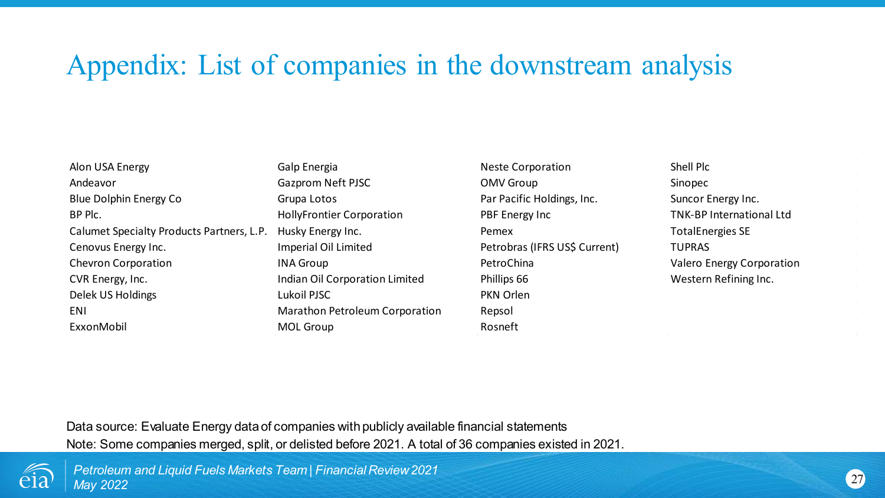# Appendix: List of companies in the downstream analysis

- Alon USA Energy
- Andeavor
- Blue Dolphin Energy Co
- BP Plc.
- Calumet Specialty Products Partners, L.P.
- Cenovus Energy Inc.
- Chevron Corporation
- CVR Energy, Inc.
- Delek US Holdings
- ENI
- ExxonMobil
- Galp Energia
- Gazprom Neft PJSC
- Grupa Lotos
- HollyFrontier Corporation
- Husky Energy Inc.
- Imperial Oil Limited
- INA Group
- Indian Oil Corporation Limited
- Lukoil PJSC
- Marathon Petroleum Corporation
- MOL Group
- Neste Corporation
- OMV Group
- Par Pacific Holdings, Inc.
- PBF Energy Inc
- Pemex
- Petrobras (IFRS US$ Current)
- PetroChina
- Phillips 66
- PKN Orlen
- Repsol
- Rosneft
- Shell Plc
- Sinopec
- Suncor Energy Inc.
- TNK-BP International Ltd
- TotalEnergies SE
- TUPRAS
- Valero Energy Corporation
- Western Refining Inc.

Data source: Evaluate Energy data of companies with publicly available financial statements

Note: Some companies merged, split, or delisted before 2021. A total of 36 companies existed in 2021.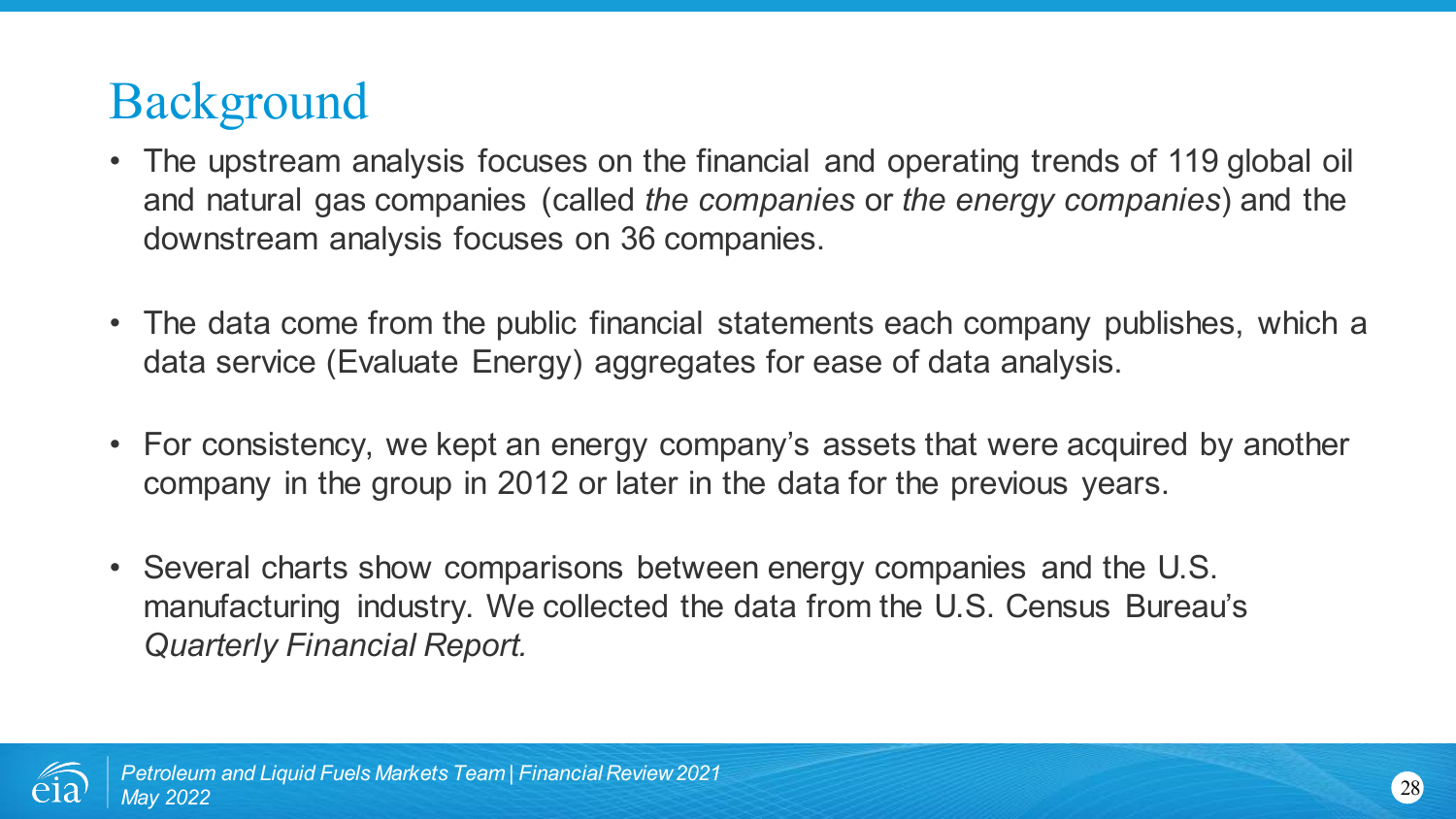# Background

- The upstream analysis focuses on the financial and operating trends of 119 global oil and natural gas companies (called *the companies* or *the energy companies*) and the downstream analysis focuses on 36 companies.
- The data come from the public financial statements each company publishes, which a data service (Evaluate Energy) aggregates for ease of data analysis.
- For consistency, we kept an energy company's assets that were acquired by another company in the group in 2012 or later in the data for the previous years.
- Several charts show comparisons between energy companies and the U.S. manufacturing industry. We collected the data from the U.S. Census Bureau's *Quarterly Financial Report.*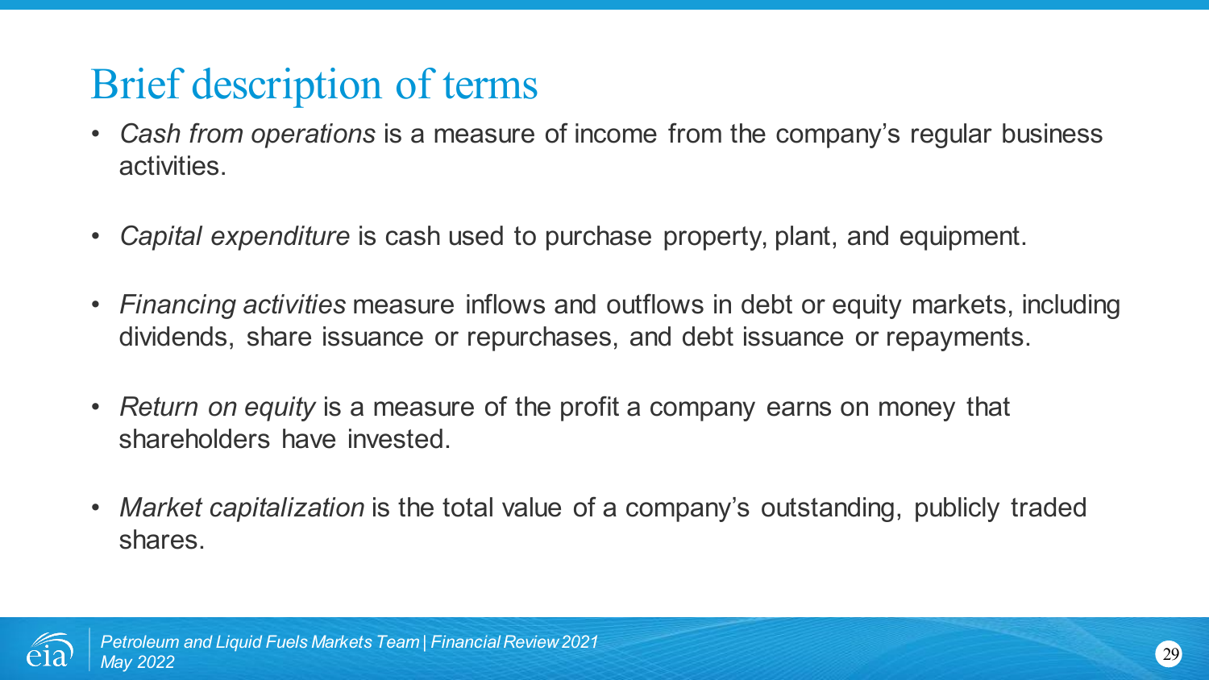# Brief description of terms

- *Cash from operations* is a measure of income from the company's regular business activities.
- *Capital expenditure* is cash used to purchase property, plant, and equipment.
- *Financing activities* measure inflows and outflows in debt or equity markets, including dividends, share issuance or repurchases, and debt issuance or repayments.
- *Return on equity* is a measure of the profit a company earns on money that shareholders have invested.
- *Market capitalization* is the total value of a company's outstanding, publicly traded shares.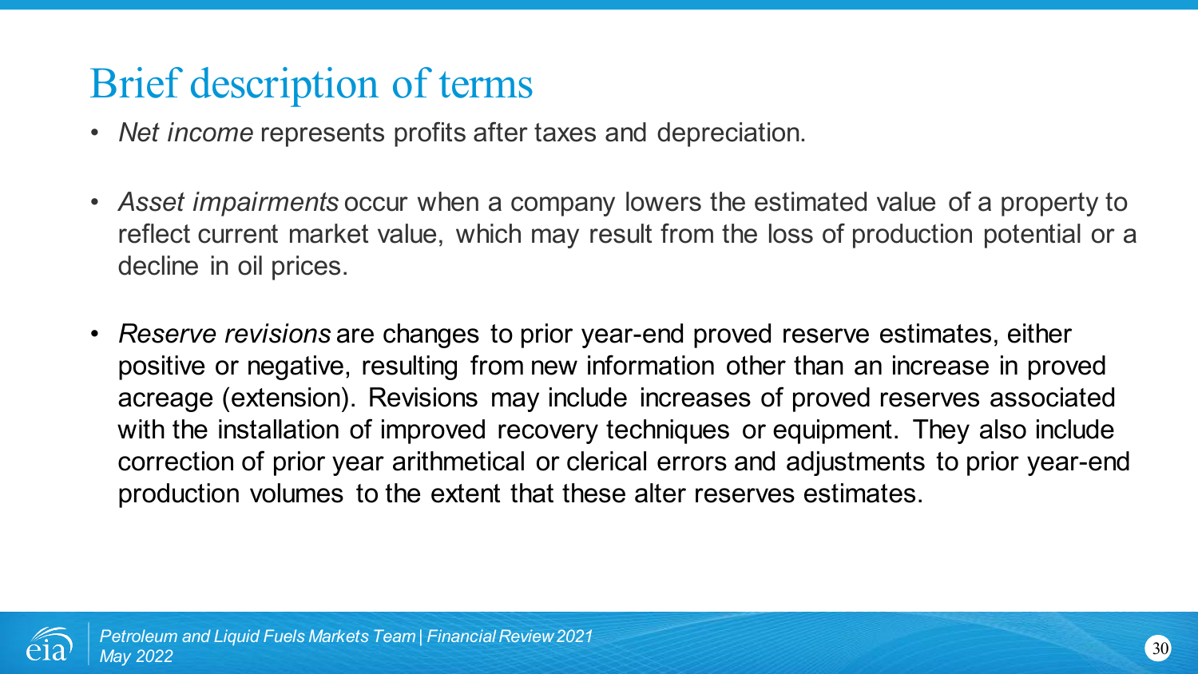# Brief description of terms

- *Net income* represents profits after taxes and depreciation.
- *Asset impairments* occur when a company lowers the estimated value of a property to reflect current market value, which may result from the loss of production potential or a decline in oil prices.
- *Reserve revisions* are changes to prior year-end proved reserve estimates, either positive or negative, resulting from new information other than an increase in proved acreage (extension). Revisions may include increases of proved reserves associated with the installation of improved recovery techniques or equipment. They also include correction of prior year arithmetical or clerical errors and adjustments to prior year-end production volumes to the extent that these alter reserves estimates.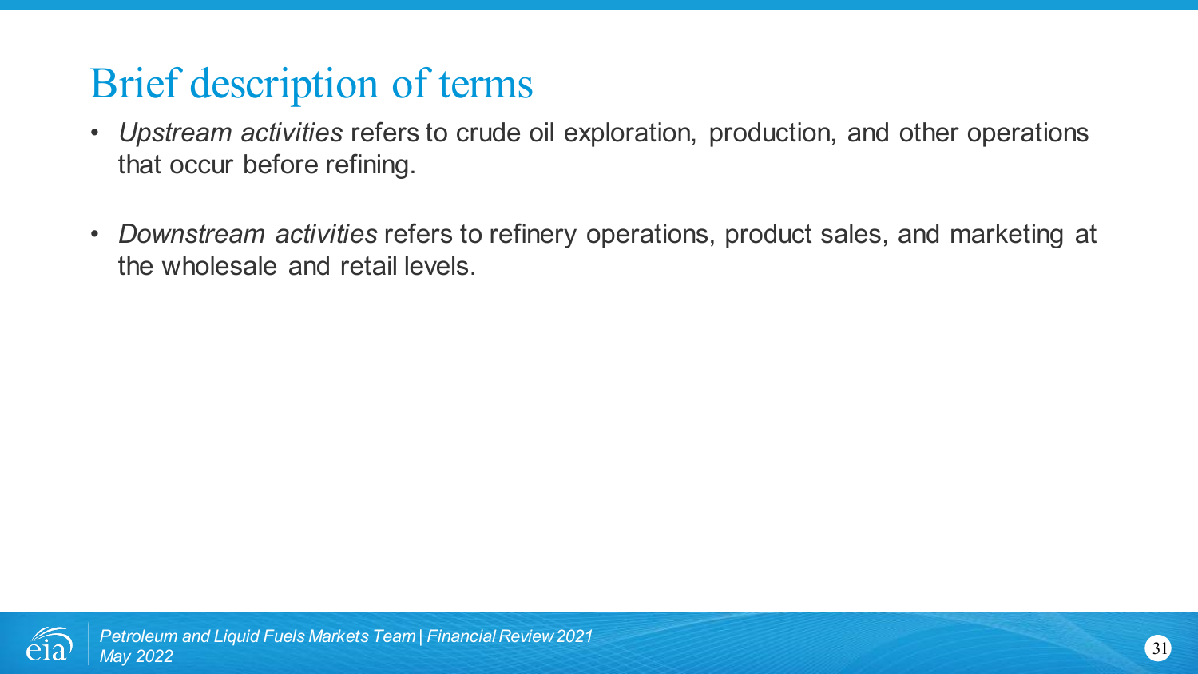# Brief description of terms

- *Upstream activities* refers to crude oil exploration, production, and other operations that occur before refining.

- *Downstream activities* refers to refinery operations, product sales, and marketing at the wholesale and retail levels.